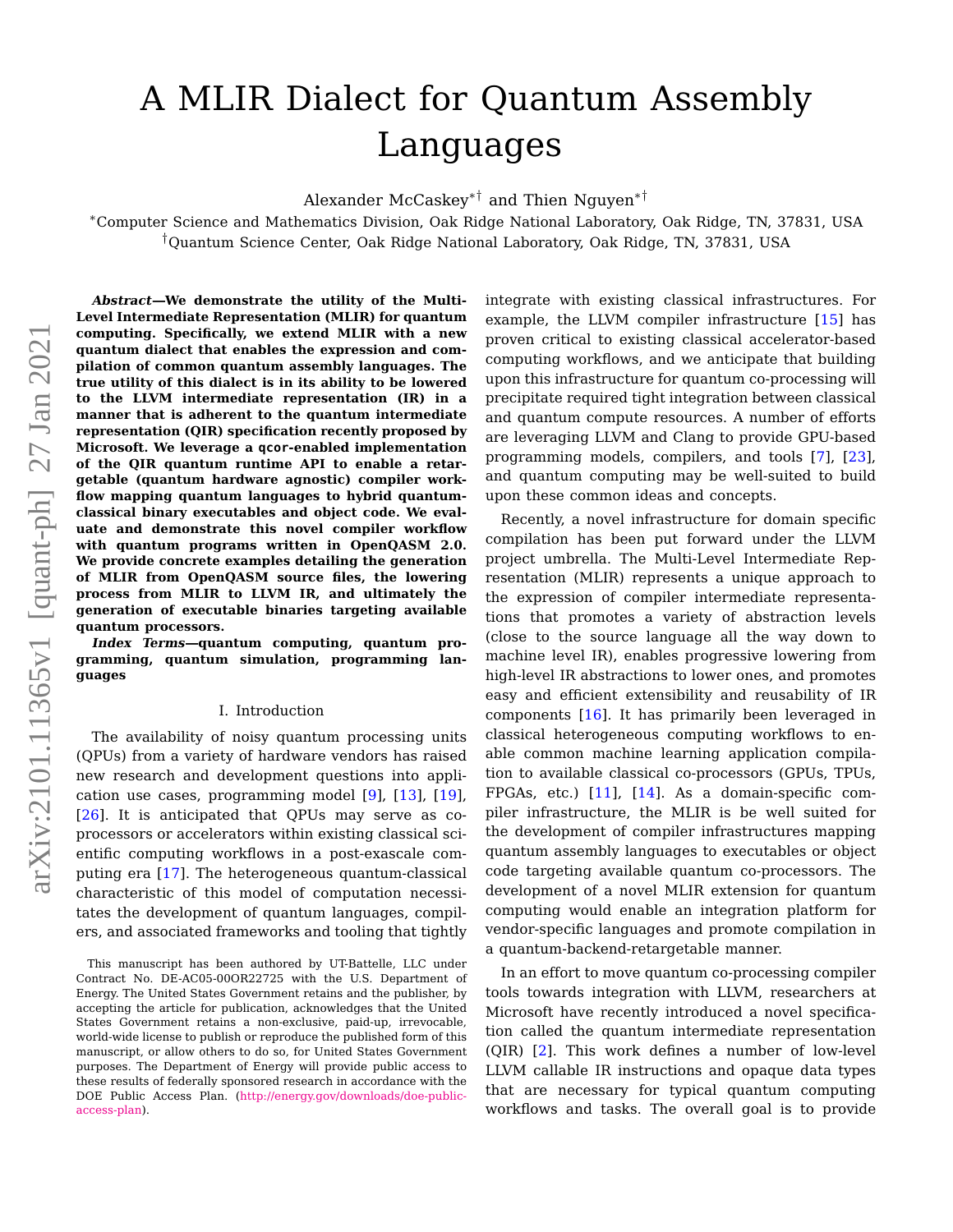# A MLIR Dialect for Quantum Assembly Languages

Alexander McCaskey*† and Thien Nguyen*†

*Computer Science and Mathematics Division, Oak Ridge National Laboratory, Oak Ridge, TN, 37831, USA
†Quantum Science Center, Oak Ridge National Laboratory, Oak Ridge, TN, 37831, USA

***Abstract*—We demonstrate the utility of the Multi-Level Intermediate Representation (MLIR) for quantum computing. Specifically, we extend MLIR with a new quantum dialect that enables the expression and compilation of common quantum assembly languages. The true utility of this dialect is in its ability to be lowered to the LLVM intermediate representation (IR) in a manner that is adherent to the quantum intermediate representation (QIR) specification recently proposed by Microsoft. We leverage a `qcor`-enabled implementation of the QIR quantum runtime API to enable a retargetable (quantum hardware agnostic) compiler workflow mapping quantum languages to hybrid quantum-classical binary executables and object code. We evaluate and demonstrate this novel compiler workflow with quantum programs written in OpenQASM 2.0. We provide concrete examples detailing the generation of MLIR from OpenQASM source files, the lowering process from MLIR to LLVM IR, and ultimately the generation of executable binaries targeting available quantum processors.**

***Index Terms*—quantum computing, quantum programming, quantum simulation, programming languages**

## I. Introduction

The availability of noisy quantum processing units (QPUs) from a variety of hardware vendors has raised new research and development questions into application use cases, programming model [9], [13], [19], [26]. It is anticipated that QPUs may serve as co-processors or accelerators within existing classical scientific computing workflows in a post-exascale computing era [17]. The heterogeneous quantum-classical characteristic of this model of computation necessitates the development of quantum languages, compilers, and associated frameworks and tooling that tightly integrate with existing classical infrastructures. For example, the LLVM compiler infrastructure [15] has proven critical to existing classical accelerator-based computing workflows, and we anticipate that building upon this infrastructure for quantum co-processing will precipitate required tight integration between classical and quantum compute resources. A number of efforts are leveraging LLVM and Clang to provide GPU-based programming models, compilers, and tools [7], [23], and quantum computing may be well-suited to build upon these common ideas and concepts.

Recently, a novel infrastructure for domain specific compilation has been put forward under the LLVM project umbrella. The Multi-Level Intermediate Representation (MLIR) represents a unique approach to the expression of compiler intermediate representations that promotes a variety of abstraction levels (close to the source language all the way down to machine level IR), enables progressive lowering from high-level IR abstractions to lower ones, and promotes easy and efficient extensibility and reusability of IR components [16]. It has primarily been leveraged in classical heterogeneous computing workflows to enable common machine learning application compilation to available classical co-processors (GPUs, TPUs, FPGAs, etc.) [11], [14]. As a domain-specific compiler infrastructure, the MLIR is be well suited for the development of compiler infrastructures mapping quantum assembly languages to executables or object code targeting available quantum co-processors. The development of a novel MLIR extension for quantum computing would enable an integration platform for vendor-specific languages and promote compilation in a quantum-backend-retargetable manner.

In an effort to move quantum co-processing compiler tools towards integration with LLVM, researchers at Microsoft have recently introduced a novel specification called the quantum intermediate representation (QIR) [2]. This work defines a number of low-level LLVM callable IR instructions and opaque data types that are necessary for typical quantum computing workflows and tasks. The overall goal is to provide

This manuscript has been authored by UT-Battelle, LLC under Contract No. DE-AC05-00OR22725 with the U.S. Department of Energy. The United States Government retains and the publisher, by accepting the article for publication, acknowledges that the United States Government retains a non-exclusive, paid-up, irrevocable, world-wide license to publish or reproduce the published form of this manuscript, or allow others to do so, for United States Government purposes. The Department of Energy will provide public access to these results of federally sponsored research in accordance with the DOE Public Access Plan. (http://energy.gov/downloads/doe-public-access-plan).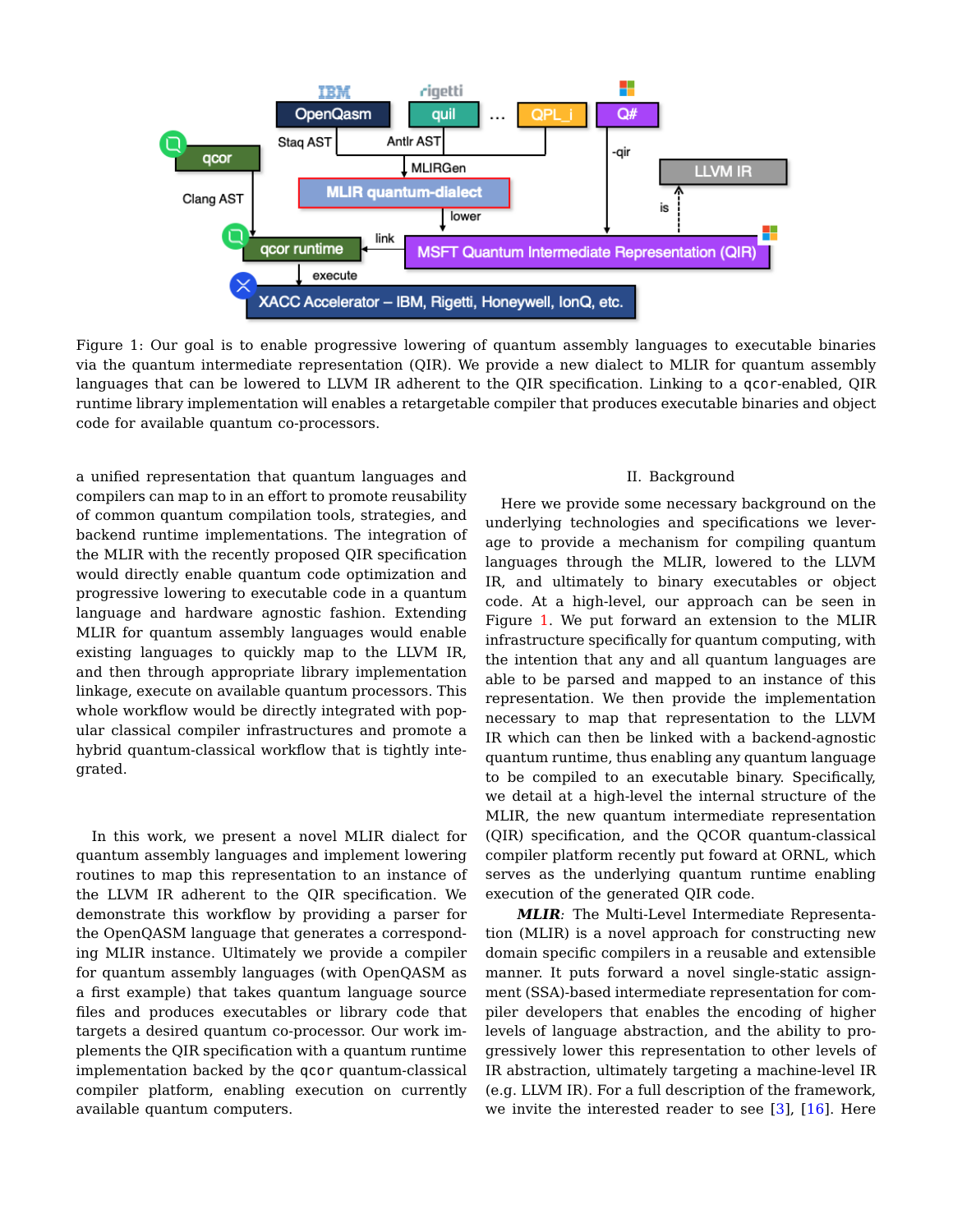Figure 1: Our goal is to enable progressive lowering of quantum assembly languages to executable binaries via the quantum intermediate representation (QIR). We provide a new dialect to MLIR for quantum assembly languages that can be lowered to LLVM IR adherent to the QIR specification. Linking to a qcor-enabled, QIR runtime library implementation will enables a retargetable compiler that produces executable binaries and object code for available quantum co-processors.

a unified representation that quantum languages and compilers can map to in an effort to promote reusability of common quantum compilation tools, strategies, and backend runtime implementations. The integration of the MLIR with the recently proposed QIR specification would directly enable quantum code optimization and progressive lowering to executable code in a quantum language and hardware agnostic fashion. Extending MLIR for quantum assembly languages would enable existing languages to quickly map to the LLVM IR, and then through appropriate library implementation linkage, execute on available quantum processors. This whole workflow would be directly integrated with popular classical compiler infrastructures and promote a hybrid quantum-classical workflow that is tightly integrated.

In this work, we present a novel MLIR dialect for quantum assembly languages and implement lowering routines to map this representation to an instance of the LLVM IR adherent to the QIR specification. We demonstrate this workflow by providing a parser for the OpenQASM language that generates a corresponding MLIR instance. Ultimately we provide a compiler for quantum assembly languages (with OpenQASM as a first example) that takes quantum language source files and produces executables or library code that targets a desired quantum co-processor. Our work implements the QIR specification with a quantum runtime implementation backed by the qcor quantum-classical compiler platform, enabling execution on currently available quantum computers.

## II. Background

Here we provide some necessary background on the underlying technologies and specifications we leverage to provide a mechanism for compiling quantum languages through the MLIR, lowered to the LLVM IR, and ultimately to binary executables or object code. At a high-level, our approach can be seen in Figure 1. We put forward an extension to the MLIR infrastructure specifically for quantum computing, with the intention that any and all quantum languages are able to be parsed and mapped to an instance of this representation. We then provide the implementation necessary to map that representation to the LLVM IR which can then be linked with a backend-agnostic quantum runtime, thus enabling any quantum language to be compiled to an executable binary. Specifically, we detail at a high-level the internal structure of the MLIR, the new quantum intermediate representation (QIR) specification, and the QCOR quantum-classical compiler platform recently put foward at ORNL, which serves as the underlying quantum runtime enabling execution of the generated QIR code.

***MLIR***: The Multi-Level Intermediate Representation (MLIR) is a novel approach for constructing new domain specific compilers in a reusable and extensible manner. It puts forward a novel single-static assignment (SSA)-based intermediate representation for compiler developers that enables the encoding of higher levels of language abstraction, and the ability to progressively lower this representation to other levels of IR abstraction, ultimately targeting a machine-level IR (e.g. LLVM IR). For a full description of the framework, we invite the interested reader to see [3], [16]. Here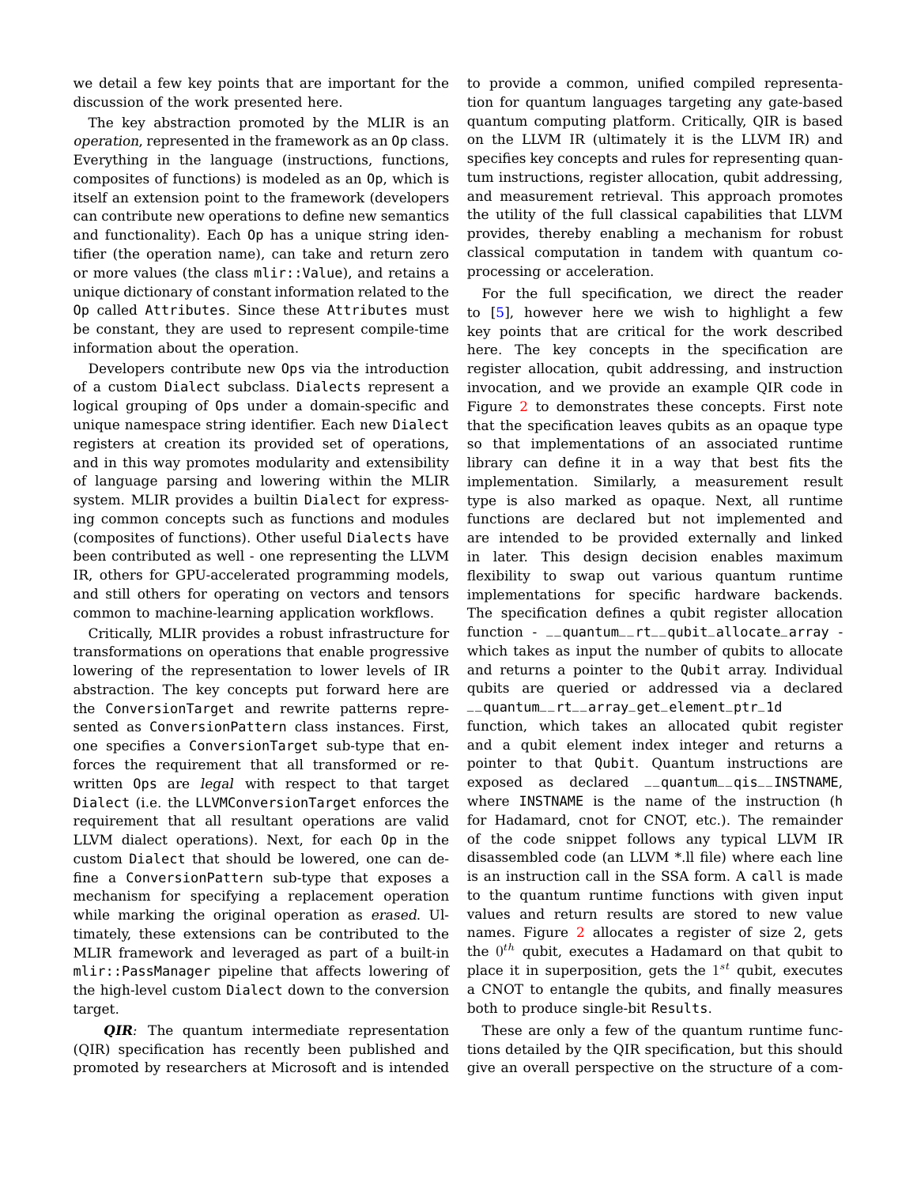we detail a few key points that are important for the discussion of the work presented here.

The key abstraction promoted by the MLIR is an *operation*, represented in the framework as an `Op` class. Everything in the language (instructions, functions, composites of functions) is modeled as an `Op`, which is itself an extension point to the framework (developers can contribute new operations to define new semantics and functionality). Each `Op` has a unique string identifier (the operation name), can take and return zero or more values (the class `mlir::Value`), and retains a unique dictionary of constant information related to the `Op` called `Attributes`. Since these `Attributes` must be constant, they are used to represent compile-time information about the operation.

Developers contribute new `Ops` via the introduction of a custom `Dialect` subclass. `Dialects` represent a logical grouping of `Ops` under a domain-specific and unique namespace string identifier. Each new `Dialect` registers at creation its provided set of operations, and in this way promotes modularity and extensibility of language parsing and lowering within the MLIR system. MLIR provides a builtin `Dialect` for expressing common concepts such as functions and modules (composites of functions). Other useful `Dialects` have been contributed as well - one representing the LLVM IR, others for GPU-accelerated programming models, and still others for operating on vectors and tensors common to machine-learning application workflows.

Critically, MLIR provides a robust infrastructure for transformations on operations that enable progressive lowering of the representation to lower levels of IR abstraction. The key concepts put forward here are the `ConversionTarget` and rewrite patterns represented as `ConversionPattern` class instances. First, one specifies a `ConversionTarget` sub-type that enforces the requirement that all transformed or rewritten `Ops` are *legal* with respect to that target `Dialect` (i.e. the `LLVMConversionTarget` enforces the requirement that all resultant operations are valid LLVM dialect operations). Next, for each `Op` in the custom `Dialect` that should be lowered, one can define a `ConversionPattern` sub-type that exposes a mechanism for specifying a replacement operation while marking the original operation as *erased*. Ultimately, these extensions can be contributed to the MLIR framework and leveraged as part of a built-in `mlir::PassManager` pipeline that affects lowering of the high-level custom `Dialect` down to the conversion target.

***QIR:*** The quantum intermediate representation (QIR) specification has recently been published and promoted by researchers at Microsoft and is intended to provide a common, unified compiled representation for quantum languages targeting any gate-based quantum computing platform. Critically, QIR is based on the LLVM IR (ultimately it is the LLVM IR) and specifies key concepts and rules for representing quantum instructions, register allocation, qubit addressing, and measurement retrieval. This approach promotes the utility of the full classical capabilities that LLVM provides, thereby enabling a mechanism for robust classical computation in tandem with quantum co-processing or acceleration.

For the full specification, we direct the reader to [5], however here we wish to highlight a few key points that are critical for the work described here. The key concepts in the specification are register allocation, qubit addressing, and instruction invocation, and we provide an example QIR code in Figure 2 to demonstrates these concepts. First note that the specification leaves qubits as an opaque type so that implementations of an associated runtime library can define it in a way that best fits the implementation. Similarly, a measurement result type is also marked as opaque. Next, all runtime functions are declared but not implemented and are intended to be provided externally and linked in later. This design decision enables maximum flexibility to swap out various quantum runtime implementations for specific hardware backends. The specification defines a qubit register allocation function - `__quantum__rt__qubit_allocate_array` - which takes as input the number of qubits to allocate and returns a pointer to the `Qubit` array. Individual qubits are queried or addressed via a declared `__quantum__rt__array_get_element_ptr_1d` function, which takes an allocated qubit register and a qubit element index integer and returns a pointer to that `Qubit`. Quantum instructions are exposed as declared `__quantum__qis__INSTNAME`, where `INSTNAME` is the name of the instruction (`h` for Hadamard, `cnot` for CNOT, etc.). The remainder of the code snippet follows any typical LLVM IR disassembled code (an LLVM *.ll file) where each line is an instruction call in the SSA form. A `call` is made to the quantum runtime functions with given input values and return results are stored to new value names. Figure 2 allocates a register of size 2, gets the $0^{th}$ qubit, executes a Hadamard on that qubit to place it in superposition, gets the $1^{st}$ qubit, executes a CNOT to entangle the qubits, and finally measures both to produce single-bit `Results`.

These are only a few of the quantum runtime functions detailed by the QIR specification, but this should give an overall perspective on the structure of a com-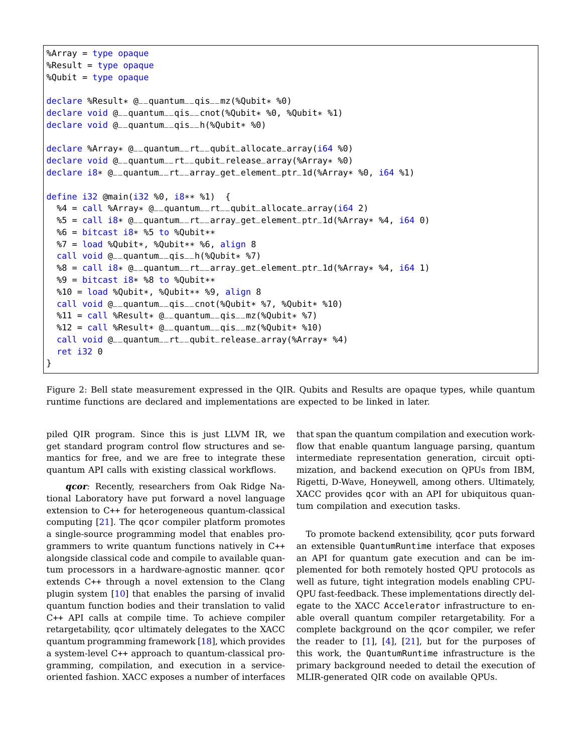```
%Array = type opaque
%Result = type opaque
%Qubit = type opaque

declare %Result* @__quantum__qis__mz(%Qubit* %0)
declare void @__quantum__qis__cnot(%Qubit* %0, %Qubit* %1)
declare void @__quantum__qis__h(%Qubit* %0)

declare %Array* @__quantum__rt__qubit_allocate_array(i64 %0)
declare void @__quantum__rt__qubit_release_array(%Array* %0)
declare i8* @__quantum__rt__array_get_element_ptr_1d(%Array* %0, i64 %1)

define i32 @main(i32 %0, i8** %1)  {
  %4 = call %Array* @__quantum__rt__qubit_allocate_array(i64 2)
  %5 = call i8* @__quantum__rt__array_get_element_ptr_1d(%Array* %4, i64 0)
  %6 = bitcast i8* %5 to %Qubit**
  %7 = load %Qubit*, %Qubit** %6, align 8
  call void @__quantum__qis__h(%Qubit* %7)
  %8 = call i8* @__quantum__rt__array_get_element_ptr_1d(%Array* %4, i64 1)
  %9 = bitcast i8* %8 to %Qubit**
  %10 = load %Qubit*, %Qubit** %9, align 8
  call void @__quantum__qis__cnot(%Qubit* %7, %Qubit* %10)
  %11 = call %Result* @__quantum__qis__mz(%Qubit* %7)
  %12 = call %Result* @__quantum__qis__mz(%Qubit* %10)
  call void @__quantum__rt__qubit_release_array(%Array* %4)
  ret i32 0
}
```

Figure 2: Bell state measurement expressed in the QIR. Qubits and Results are opaque types, while quantum runtime functions are declared and implementations are expected to be linked in later.

piled QIR program. Since this is just LLVM IR, we get standard program control flow structures and semantics for free, and we are free to integrate these quantum API calls with existing classical workflows.

***qcor**:* Recently, researchers from Oak Ridge National Laboratory have put forward a novel language extension to C++ for heterogeneous quantum-classical computing [21]. The `qcor` compiler platform promotes a single-source programming model that enables programmers to write quantum functions natively in C++ alongside classical code and compile to available quantum processors in a hardware-agnostic manner. `qcor` extends C++ through a novel extension to the Clang plugin system [10] that enables the parsing of invalid quantum function bodies and their translation to valid C++ API calls at compile time. To achieve compiler retargetability, `qcor` ultimately delegates to the XACC quantum programming framework [18], which provides a system-level C++ approach to quantum-classical programming, compilation, and execution in a service-oriented fashion. XACC exposes a number of interfaces that span the quantum compilation and execution workflow that enable quantum language parsing, quantum intermediate representation generation, circuit optimization, and backend execution on QPUs from IBM, Rigetti, D-Wave, Honeywell, among others. Ultimately, XACC provides `qcor` with an API for ubiquitous quantum compilation and execution tasks.

To promote backend extensibility, `qcor` puts forward an extensible `QuantumRuntime` interface that exposes an API for quantum gate execution and can be implemented for both remotely hosted QPU protocols as well as future, tight integration models enabling CPU-QPU fast-feedback. These implementations directly delegate to the XACC `Accelerator` infrastructure to enable overall quantum compiler retargetability. For a complete background on the `qcor` compiler, we refer the reader to [1], [4], [21], but for the purposes of this work, the `QuantumRuntime` infrastructure is the primary background needed to detail the execution of MLIR-generated QIR code on available QPUs.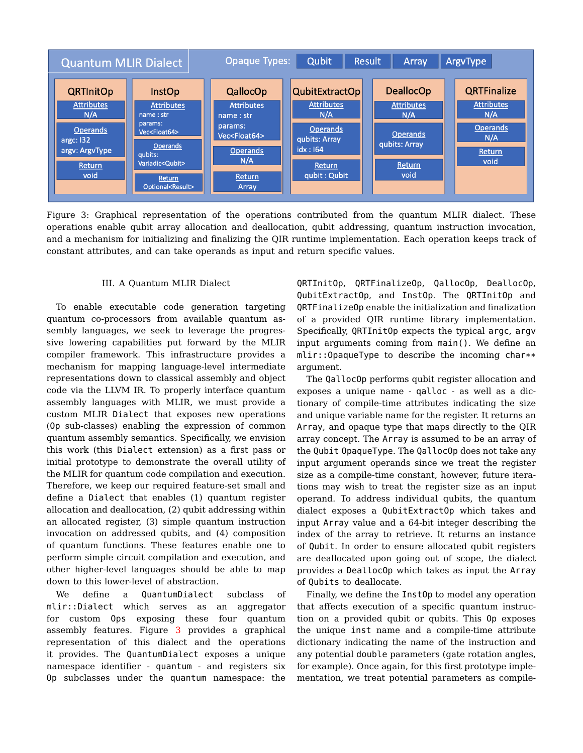| Quantum MLIR Dialect | Opaque Types: Qubit, Result, Array, ArgvType | | | | |
|---|---|---|---|---|---|
| **QRTInitOp** | **InstOp** | **QallocOp** | **QubitExtractOp** | **DeallocOp** | **QRTFinalize** |
| Attributes: N/A | Attributes: name : str, params: Vec<Float64> | Attributes: name : str, params: Vec<Float64> | Attributes: N/A | Attributes: N/A | Attributes: N/A |
| Operands: argc: I32, argv: ArgvType | Operands: qubits: Variadic<Qubit> | Operands: N/A | Operands: qubits: Array, idx : I64 | Operands: qubits: Array | Operands: N/A |
| Return: void | Return: Optional<Result> | Return: Array | Return: qubit : Qubit | Return: void | Return: void |

Figure 3: Graphical representation of the operations contributed from the quantum MLIR dialect. These operations enable qubit array allocation and deallocation, qubit addressing, quantum instruction invocation, and a mechanism for initializing and finalizing the QIR runtime implementation. Each operation keeps track of constant attributes, and can take operands as input and return specific values.

## III. A Quantum MLIR Dialect

To enable executable code generation targeting quantum co-processors from available quantum assembly languages, we seek to leverage the progressive lowering capabilities put forward by the MLIR compiler framework. This infrastructure provides a mechanism for mapping language-level intermediate representations down to classical assembly and object code via the LLVM IR. To properly interface quantum assembly languages with MLIR, we must provide a custom MLIR `Dialect` that exposes new operations (`Op` sub-classes) enabling the expression of common quantum assembly semantics. Specifically, we envision this work (this `Dialect` extension) as a first pass or initial prototype to demonstrate the overall utility of the MLIR for quantum code compilation and execution. Therefore, we keep our required feature-set small and define a `Dialect` that enables (1) quantum register allocation and deallocation, (2) qubit addressing within an allocated register, (3) simple quantum instruction invocation on addressed qubits, and (4) composition of quantum functions. These features enable one to perform simple circuit compilation and execution, and other higher-level languages should be able to map down to this lower-level of abstraction.

We define a `QuantumDialect` subclass of `mlir::Dialect` which serves as an aggregator for custom `Ops` exposing these four quantum assembly features. Figure 3 provides a graphical representation of this dialect and the operations it provides. The `QuantumDialect` exposes a unique namespace identifier - `quantum` - and registers six `Op` subclasses under the `quantum` namespace: the `QRTInitOp`, `QRTFinalizeOp`, `QallocOp`, `DeallocOp`, `QubitExtractOp`, and `InstOp`. The `QRTInitOp` and `QRTFinalizeOp` enable the initialization and finalization of a provided QIR runtime library implementation. Specifically, `QRTInitOp` expects the typical `argc`, `argv` input arguments coming from `main()`. We define an `mlir::OpaqueType` to describe the incoming `char**` argument.

The `QallocOp` performs qubit register allocation and exposes a unique name - `qalloc` - as well as a dictionary of compile-time attributes indicating the size and unique variable name for the register. It returns an `Array`, and opaque type that maps directly to the QIR array concept. The `Array` is assumed to be an array of the `Qubit` `OpaqueType`. The `QallocOp` does not take any input argument operands since we treat the register size as a compile-time constant, however, future iterations may wish to treat the register size as an input operand. To address individual qubits, the quantum dialect exposes a `QubitExtractOp` which takes and input `Array` value and a 64-bit integer describing the index of the array to retrieve. It returns an instance of `Qubit`. In order to ensure allocated qubit registers are deallocated upon going out of scope, the dialect provides a `DeallocOp` which takes as input the `Array` of `Qubits` to deallocate.

Finally, we define the `InstOp` to model any operation that affects execution of a specific quantum instruction on a provided qubit or qubits. This `Op` exposes the unique `inst` name and a compile-time attribute dictionary indicating the name of the instruction and any potential `double` parameters (gate rotation angles, for example). Once again, for this first prototype implementation, we treat potential parameters as compile-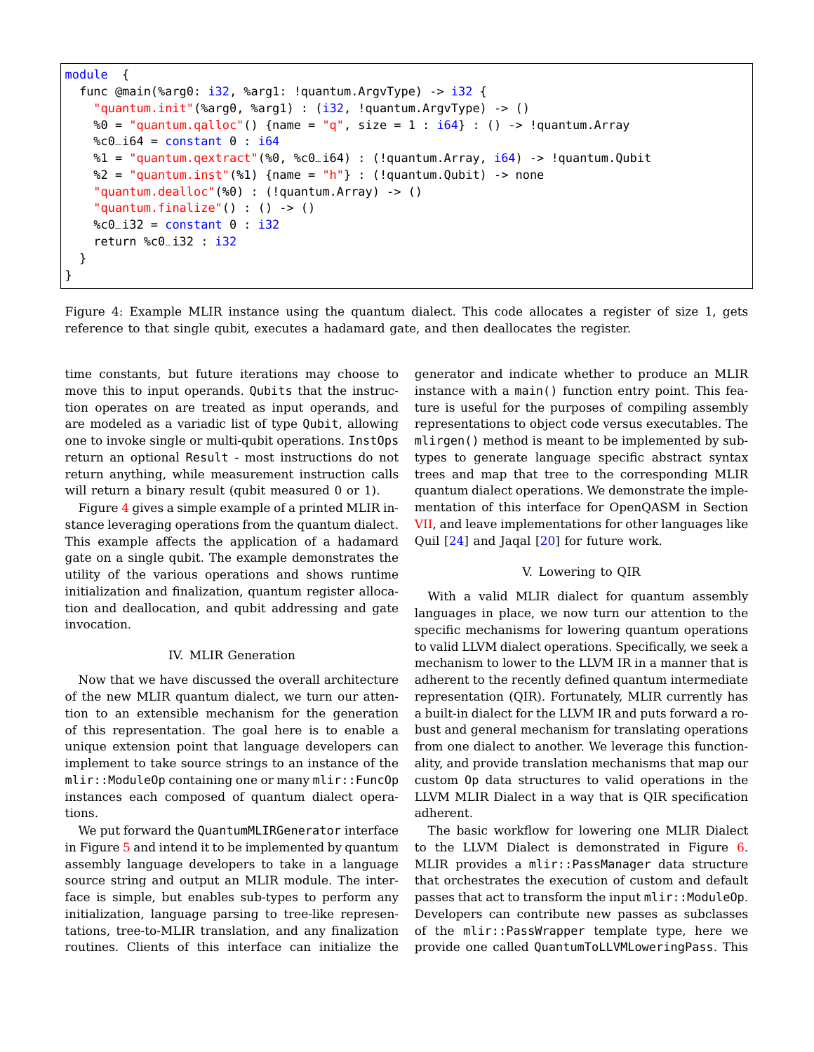```
module  {
  func @main(%arg0: i32, %arg1: !quantum.ArgvType) -> i32 {
    "quantum.init"(%arg0, %arg1) : (i32, !quantum.ArgvType) -> ()
    %0 = "quantum.qalloc"() {name = "q", size = 1 : i64} : () -> !quantum.Array
    %c0_i64 = constant 0 : i64
    %1 = "quantum.qextract"(%0, %c0_i64) : (!quantum.Array, i64) -> !quantum.Qubit
    %2 = "quantum.inst"(%1) {name = "h"} : (!quantum.Qubit) -> none
    "quantum.dealloc"(%0) : (!quantum.Array) -> ()
    "quantum.finalize"() : () -> ()
    %c0_i32 = constant 0 : i32
    return %c0_i32 : i32
  }
}
```

Figure 4: Example MLIR instance using the quantum dialect. This code allocates a register of size 1, gets reference to that single qubit, executes a hadamard gate, and then deallocates the register.

time constants, but future iterations may choose to move this to input operands. `Qubits` that the instruction operates on are treated as input operands, and are modeled as a variadic list of type `Qubit`, allowing one to invoke single or multi-qubit operations. `InstOps` return an optional `Result` - most instructions do not return anything, while measurement instruction calls will return a binary result (qubit measured 0 or 1).

Figure 4 gives a simple example of a printed MLIR instance leveraging operations from the quantum dialect. This example affects the application of a hadamard gate on a single qubit. The example demonstrates the utility of the various operations and shows runtime initialization and finalization, quantum register allocation and deallocation, and qubit addressing and gate invocation.

## IV. MLIR Generation

Now that we have discussed the overall architecture of the new MLIR quantum dialect, we turn our attention to an extensible mechanism for the generation of this representation. The goal here is to enable a unique extension point that language developers can implement to take source strings to an instance of the `mlir::ModuleOp` containing one or many `mlir::FuncOp` instances each composed of quantum dialect operations.

We put forward the `QuantumMLIRGenerator` interface in Figure 5 and intend it to be implemented by quantum assembly language developers to take in a language source string and output an MLIR module. The interface is simple, but enables sub-types to perform any initialization, language parsing to tree-like representations, tree-to-MLIR translation, and any finalization routines. Clients of this interface can initialize the generator and indicate whether to produce an MLIR instance with a `main()` function entry point. This feature is useful for the purposes of compiling assembly representations to object code versus executables. The `mlirgen()` method is meant to be implemented by subtypes to generate language specific abstract syntax trees and map that tree to the corresponding MLIR quantum dialect operations. We demonstrate the implementation of this interface for OpenQASM in Section VII, and leave implementations for other languages like Quil [24] and Jaqal [20] for future work.

## V. Lowering to QIR

With a valid MLIR dialect for quantum assembly languages in place, we now turn our attention to the specific mechanisms for lowering quantum operations to valid LLVM dialect operations. Specifically, we seek a mechanism to lower to the LLVM IR in a manner that is adherent to the recently defined quantum intermediate representation (QIR). Fortunately, MLIR currently has a built-in dialect for the LLVM IR and puts forward a robust and general mechanism for translating operations from one dialect to another. We leverage this functionality, and provide translation mechanisms that map our custom `Op` data structures to valid operations in the LLVM MLIR Dialect in a way that is QIR specification adherent.

The basic workflow for lowering one MLIR Dialect to the LLVM Dialect is demonstrated in Figure 6. MLIR provides a `mlir::PassManager` data structure that orchestrates the execution of custom and default passes that act to transform the input `mlir::ModuleOp`. Developers can contribute new passes as subclasses of the `mlir::PassWrapper` template type, here we provide one called `QuantumToLLVMLoweringPass`. This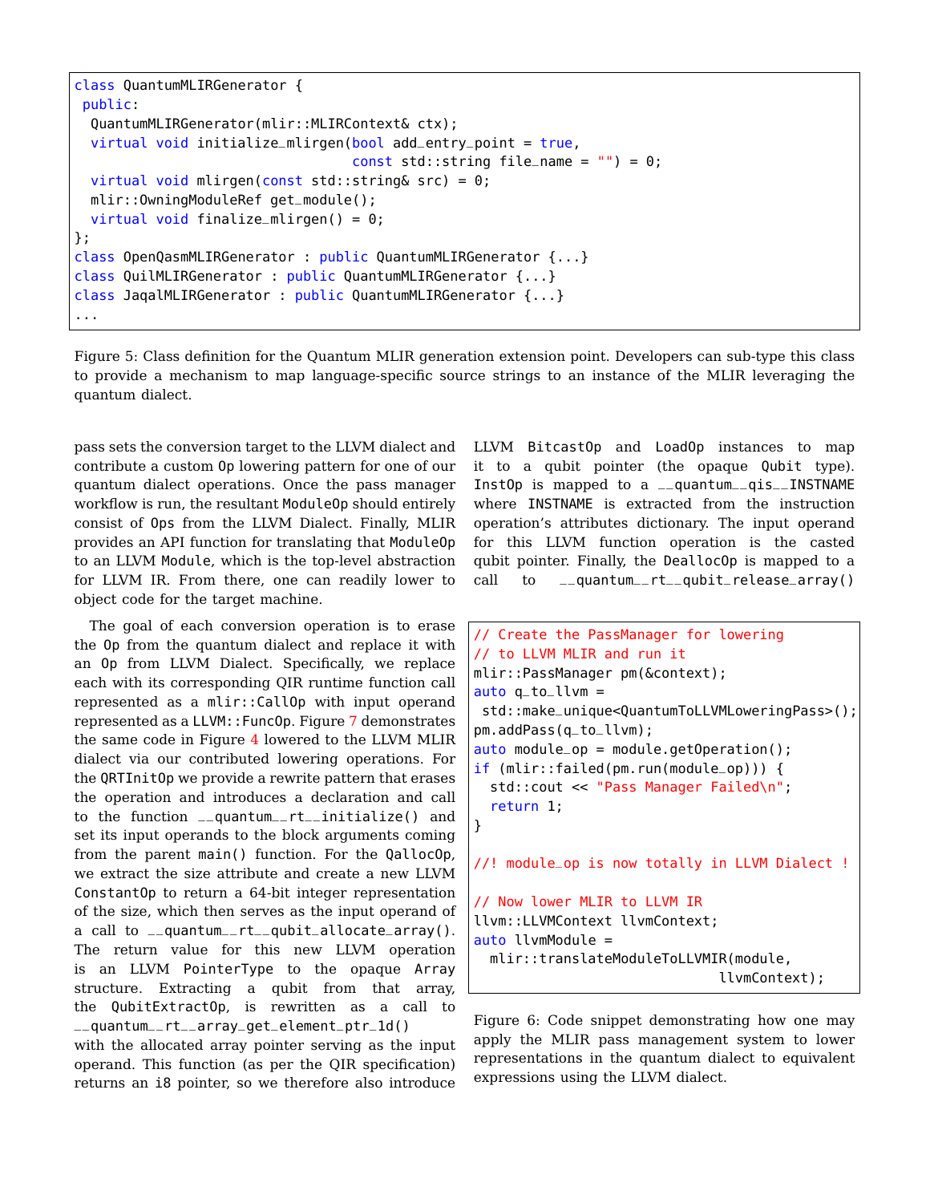```cpp
class QuantumMLIRGenerator {
 public:
  QuantumMLIRGenerator(mlir::MLIRContext& ctx);
  virtual void initialize_mlirgen(bool add_entry_point = true,
                                  const std::string file_name = "") = 0;
  virtual void mlirgen(const std::string& src) = 0;
  mlir::OwningModuleRef get_module();
  virtual void finalize_mlirgen() = 0;
};
class OpenQasmMLIRGenerator : public QuantumMLIRGenerator {...}
class QuilMLIRGenerator : public QuantumMLIRGenerator {...}
class JaqalMLIRGenerator : public QuantumMLIRGenerator {...}
...
```

Figure 5: Class definition for the Quantum MLIR generation extension point. Developers can sub-type this class to provide a mechanism to map language-specific source strings to an instance of the MLIR leveraging the quantum dialect.

pass sets the conversion target to the LLVM dialect and contribute a custom `Op` lowering pattern for one of our quantum dialect operations. Once the pass manager workflow is run, the resultant `ModuleOp` should entirely consist of `Ops` from the LLVM Dialect. Finally, MLIR provides an API function for translating that `ModuleOp` to an LLVM `Module`, which is the top-level abstraction for LLVM IR. From there, one can readily lower to object code for the target machine.

The goal of each conversion operation is to erase the `Op` from the quantum dialect and replace it with an `Op` from LLVM Dialect. Specifically, we replace each with its corresponding QIR runtime function call represented as a `mlir::CallOp` with input operand represented as a `LLVM::FuncOp`. Figure 7 demonstrates the same code in Figure 4 lowered to the LLVM MLIR dialect via our contributed lowering operations. For the `QRTInitOp` we provide a rewrite pattern that erases the operation and introduces a declaration and call to the function `__quantum__rt__initialize()` and set its input operands to the block arguments coming from the parent `main()` function. For the `QallocOp`, we extract the size attribute and create a new LLVM `ConstantOp` to return a 64-bit integer representation of the size, which then serves as the input operand of a call to `__quantum__rt__qubit_allocate_array()`. The return value for this new LLVM operation is an LLVM `PointerType` to the opaque `Array` structure. Extracting a qubit from that array, the `QubitExtractOp`, is rewritten as a call to `__quantum__rt__array_get_element_ptr_1d()` with the allocated array pointer serving as the input operand. This function (as per the QIR specification) returns an `i8` pointer, so we therefore also introduce LLVM `BitcastOp` and `LoadOp` instances to map it to a qubit pointer (the opaque `Qubit` type). `InstOp` is mapped to a `__quantum__qis__INSTNAME` where `INSTNAME` is extracted from the instruction operation's attributes dictionary. The input operand for this LLVM function operation is the casted qubit pointer. Finally, the `DeallocOp` is mapped to a call to `__quantum__rt__qubit_release_array()`

```cpp
// Create the PassManager for lowering
// to LLVM MLIR and run it
mlir::PassManager pm(&context);
auto q_to_llvm =
 std::make_unique<QuantumToLLVMLoweringPass>();
pm.addPass(q_to_llvm);
auto module_op = module.getOperation();
if (mlir::failed(pm.run(module_op))) {
  std::cout << "Pass Manager Failed\n";
  return 1;
}

//! module_op is now totally in LLVM Dialect !

// Now lower MLIR to LLVM IR
llvm::LLVMContext llvmContext;
auto llvmModule =
  mlir::translateModuleToLLVMIR(module,
                                llvmContext);
```

Figure 6: Code snippet demonstrating how one may apply the MLIR pass management system to lower representations in the quantum dialect to equivalent expressions using the LLVM dialect.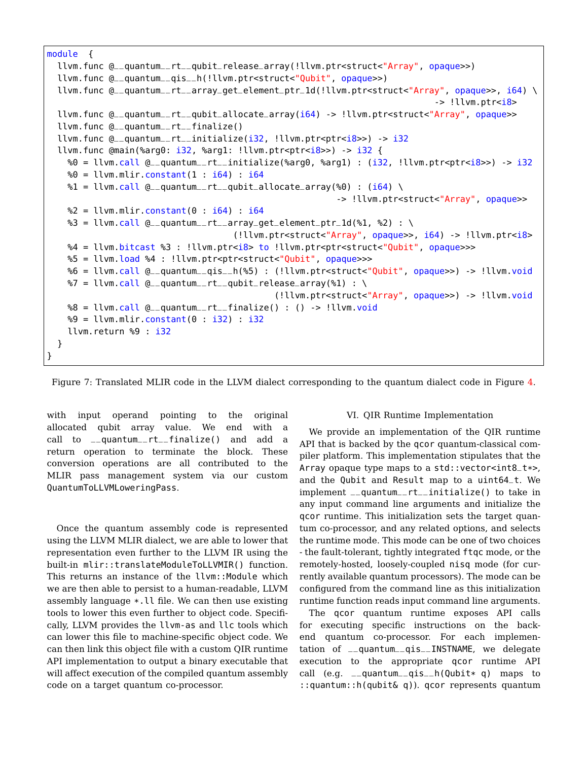```
module  {
  llvm.func @__quantum__rt__qubit_release_array(!llvm.ptr<struct<"Array", opaque>>)
  llvm.func @__quantum__qis__h(!llvm.ptr<struct<"Qubit", opaque>>)
  llvm.func @__quantum__rt__array_get_element_ptr_1d(!llvm.ptr<struct<"Array", opaque>>, i64) \
                                                                               -> !llvm.ptr<i8>
  llvm.func @__quantum__rt__qubit_allocate_array(i64) -> !llvm.ptr<struct<"Array", opaque>>
  llvm.func @__quantum__rt__finalize()
  llvm.func @__quantum__rt__initialize(i32, !llvm.ptr<ptr<i8>>) -> i32
  llvm.func @main(%arg0: i32, %arg1: !llvm.ptr<ptr<i8>>) -> i32 {
    %0 = llvm.call @__quantum__rt__initialize(%arg0, %arg1) : (i32, !llvm.ptr<ptr<i8>>) -> i32
    %0 = llvm.mlir.constant(1 : i64) : i64
    %1 = llvm.call @__quantum__rt__qubit_allocate_array(%0) : (i64) \
                                                      -> !llvm.ptr<struct<"Array", opaque>>
    %2 = llvm.mlir.constant(0 : i64) : i64
    %3 = llvm.call @__quantum__rt__array_get_element_ptr_1d(%1, %2) : \
                                  (!llvm.ptr<struct<"Array", opaque>>, i64) -> !llvm.ptr<i8>
    %4 = llvm.bitcast %3 : !llvm.ptr<i8> to !llvm.ptr<ptr<struct<"Qubit", opaque>>>
    %5 = llvm.load %4 : !llvm.ptr<ptr<struct<"Qubit", opaque>>>
    %6 = llvm.call @__quantum__qis__h(%5) : (!llvm.ptr<struct<"Qubit", opaque>>) -> !llvm.void
    %7 = llvm.call @__quantum__rt__qubit_release_array(%1) : \
                                          (!llvm.ptr<struct<"Array", opaque>>) -> !llvm.void
    %8 = llvm.call @__quantum__rt__finalize() : () -> !llvm.void
    %9 = llvm.mlir.constant(0 : i32) : i32
    llvm.return %9 : i32
  }
}
```

Figure 7: Translated MLIR code in the LLVM dialect corresponding to the quantum dialect code in Figure 4.

with input operand pointing to the original allocated qubit array value. We end with a call to `__quantum__rt__finalize()` and add a return operation to terminate the block. These conversion operations are all contributed to the MLIR pass management system via our custom `QuantumToLLVMLoweringPass`.

Once the quantum assembly code is represented using the LLVM MLIR dialect, we are able to lower that representation even further to the LLVM IR using the built-in `mlir::translateModuleToLLVMIR()` function. This returns an instance of the `llvm::Module` which we are then able to persist to a human-readable, LLVM assembly language `*.ll` file. We can then use existing tools to lower this even further to object code. Specifically, LLVM provides the `llvm-as` and `llc` tools which can lower this file to machine-specific object code. We can then link this object file with a custom QIR runtime API implementation to output a binary executable that will affect execution of the compiled quantum assembly code on a target quantum co-processor.

## VI. QIR Runtime Implementation

We provide an implementation of the QIR runtime API that is backed by the `qcor` quantum-classical compiler platform. This implementation stipulates that the `Array` opaque type maps to a `std::vector<int8_t*>`, and the `Qubit` and `Result` map to a `uint64_t`. We implement `__quantum__rt__initialize()` to take in any input command line arguments and initialize the `qcor` runtime. This initialization sets the target quantum co-processor, and any related options, and selects the runtime mode. This mode can be one of two choices - the fault-tolerant, tightly integrated `ftqc` mode, or the remotely-hosted, loosely-coupled `nisq` mode (for currently available quantum processors). The mode can be configured from the command line as this initialization runtime function reads input command line arguments.

The `qcor` quantum runtime exposes API calls for executing specific instructions on the backend quantum co-processor. For each implementation of `__quantum__qis__INSTNAME`, we delegate execution to the appropriate `qcor` runtime API call (e.g. `__quantum__qis__h(Qubit* q)` maps to `::quantum::h(qubit& q)`). `qcor` represents quantum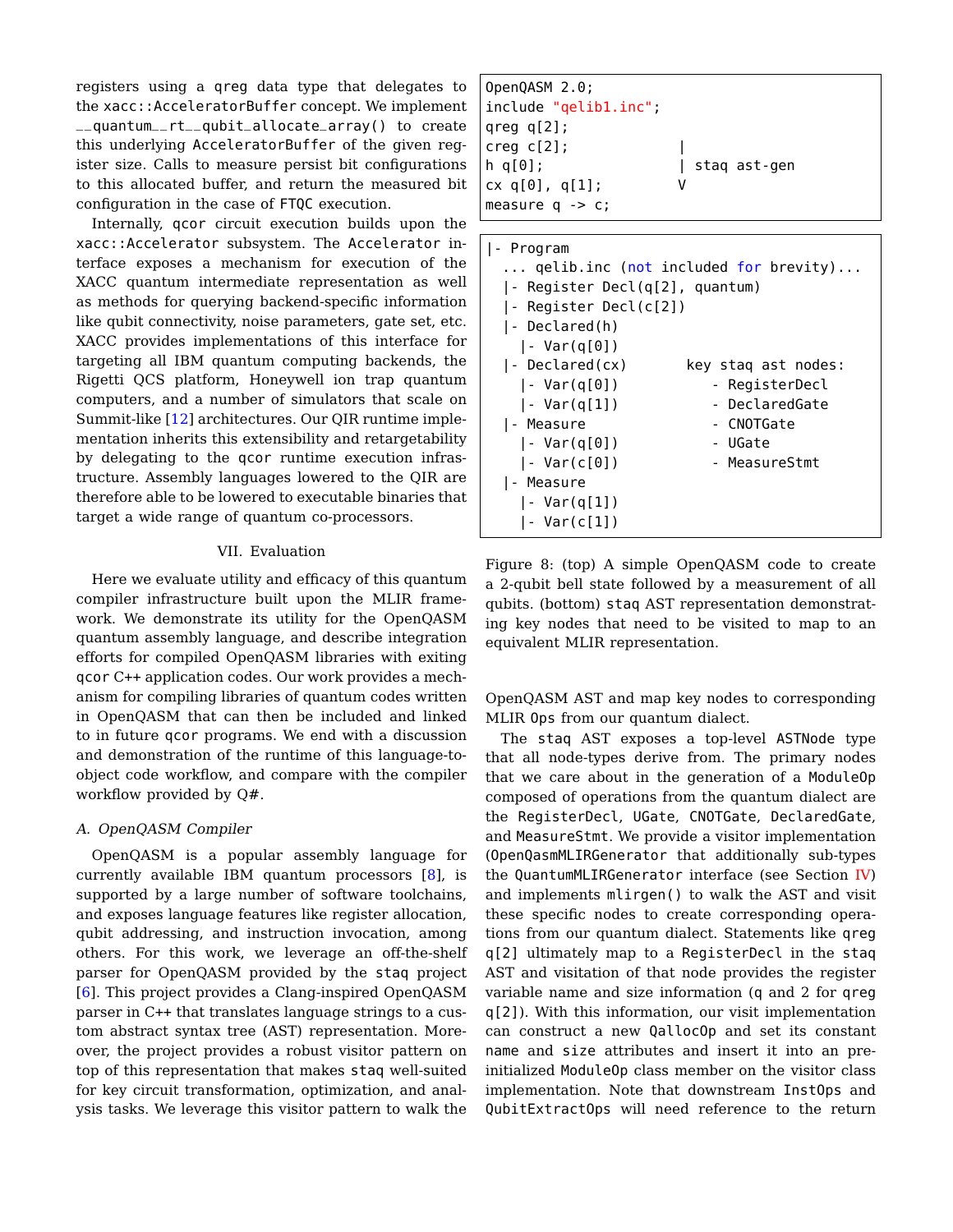registers using a qreg data type that delegates to the xacc::AcceleratorBuffer concept. We implement __quantum__rt__qubit_allocate_array() to create this underlying AcceleratorBuffer of the given register size. Calls to measure persist bit configurations to this allocated buffer, and return the measured bit configuration in the case of FTQC execution.

Internally, qcor circuit execution builds upon the xacc::Accelerator subsystem. The Accelerator interface exposes a mechanism for execution of the XACC quantum intermediate representation as well as methods for querying backend-specific information like qubit connectivity, noise parameters, gate set, etc. XACC provides implementations of this interface for targeting all IBM quantum computing backends, the Rigetti QCS platform, Honeywell ion trap quantum computers, and a number of simulators that scale on Summit-like [12] architectures. Our QIR runtime implementation inherits this extensibility and retargetability by delegating to the qcor runtime execution infrastructure. Assembly languages lowered to the QIR are therefore able to be lowered to executable binaries that target a wide range of quantum co-processors.

## VII. Evaluation

Here we evaluate utility and efficacy of this quantum compiler infrastructure built upon the MLIR framework. We demonstrate its utility for the OpenQASM quantum assembly language, and describe integration efforts for compiled OpenQASM libraries with exiting qcor C++ application codes. Our work provides a mechanism for compiling libraries of quantum codes written in OpenQASM that can then be included and linked to in future qcor programs. We end with a discussion and demonstration of the runtime of this language-to-object code workflow, and compare with the compiler workflow provided by Q#.

### A. OpenQASM Compiler

OpenQASM is a popular assembly language for currently available IBM quantum processors [8], is supported by a large number of software toolchains, and exposes language features like register allocation, qubit addressing, and instruction invocation, among others. For this work, we leverage an off-the-shelf parser for OpenQASM provided by the staq project [6]. This project provides a Clang-inspired OpenQASM parser in C++ that translates language strings to a custom abstract syntax tree (AST) representation. Moreover, the project provides a robust visitor pattern on top of this representation that makes staq well-suited for key circuit transformation, optimization, and analysis tasks. We leverage this visitor pattern to walk the OpenQASM AST and map key nodes to corresponding MLIR Ops from our quantum dialect.

```
OpenQASM 2.0;
include "qelib1.inc";
qreg q[2];
creg c[2];              |
h q[0];                 | staq ast-gen
cx q[0], q[1];          V
measure q -> c;
```

```
|- Program
  ... qelib.inc (not included for brevity)...
  |- Register Decl(q[2], quantum)
  |- Register Decl(c[2])
  |- Declared(h)
    |- Var(q[0])
  |- Declared(cx)        key staq ast nodes:
    |- Var(q[0])            - RegisterDecl
    |- Var(q[1])            - DeclaredGate
  |- Measure                - CNOTGate
    |- Var(q[0])            - UGate
    |- Var(c[0])            - MeasureStmt
  |- Measure
    |- Var(q[1])
    |- Var(c[1])
```

Figure 8: (top) A simple OpenQASM code to create a 2-qubit bell state followed by a measurement of all qubits. (bottom) staq AST representation demonstrating key nodes that need to be visited to map to an equivalent MLIR representation.

The staq AST exposes a top-level ASTNode type that all node-types derive from. The primary nodes that we care about in the generation of a ModuleOp composed of operations from the quantum dialect are the RegisterDecl, UGate, CNOTGate, DeclaredGate, and MeasureStmt. We provide a visitor implementation (OpenQasmMLIRGenerator that additionally sub-types the QuantumMLIRGenerator interface (see Section IV) and implements mlirgen() to walk the AST and visit these specific nodes to create corresponding operations from our quantum dialect. Statements like qreg q[2] ultimately map to a RegisterDecl in the staq AST and visitation of that node provides the register variable name and size information (q and 2 for qreg q[2]). With this information, our visit implementation can construct a new QallocOp and set its constant name and size attributes and insert it into an pre-initialized ModuleOp class member on the visitor class implementation. Note that downstream InstOps and QubitExtractOps will need reference to the return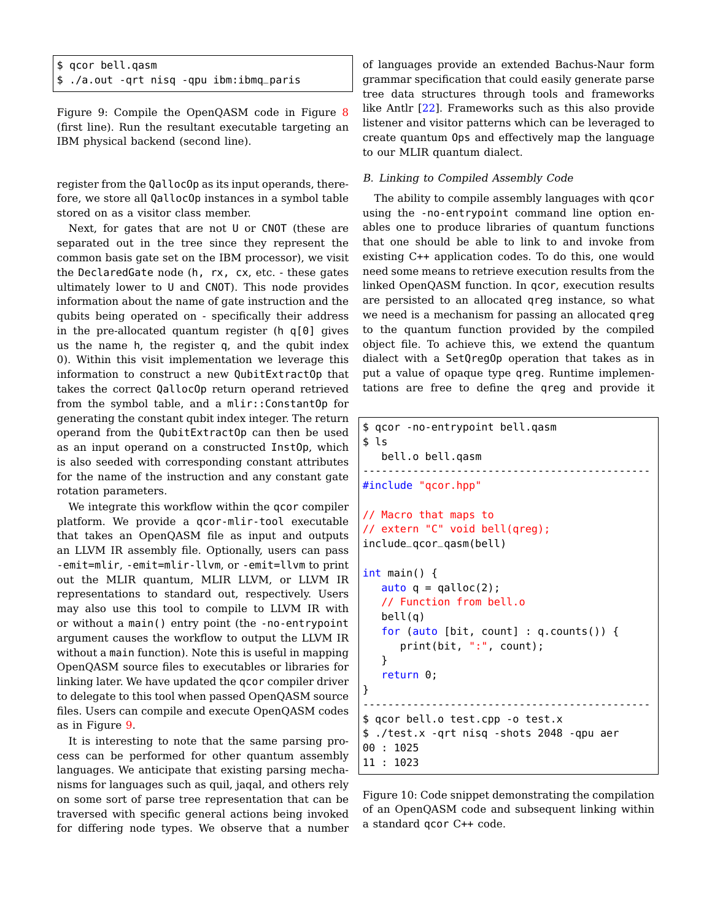```
$ qcor bell.qasm
$ ./a.out -qrt nisq -qpu ibm:ibmq_paris
```

Figure 9: Compile the OpenQASM code in Figure 8 (first line). Run the resultant executable targeting an IBM physical backend (second line).

register from the QallocOp as its input operands, therefore, we store all QallocOp instances in a symbol table stored on as a visitor class member.

Next, for gates that are not U or CNOT (these are separated out in the tree since they represent the common basis gate set on the IBM processor), we visit the DeclaredGate node (h, rx, cx, etc. - these gates ultimately lower to U and CNOT). This node provides information about the name of gate instruction and the qubits being operated on - specifically their address in the pre-allocated quantum register (h q[0] gives us the name h, the register q, and the qubit index 0). Within this visit implementation we leverage this information to construct a new QubitExtractOp that takes the correct QallocOp return operand retrieved from the symbol table, and a mlir::ConstantOp for generating the constant qubit index integer. The return operand from the QubitExtractOp can then be used as an input operand on a constructed InstOp, which is also seeded with corresponding constant attributes for the name of the instruction and any constant gate rotation parameters.

We integrate this workflow within the qcor compiler platform. We provide a qcor-mlir-tool executable that takes an OpenQASM file as input and outputs an LLVM IR assembly file. Optionally, users can pass -emit=mlir, -emit=mlir-llvm, or -emit=llvm to print out the MLIR quantum, MLIR LLVM, or LLVM IR representations to standard out, respectively. Users may also use this tool to compile to LLVM IR with or without a main() entry point (the -no-entrypoint argument causes the workflow to output the LLVM IR without a main function). Note this is useful in mapping OpenQASM source files to executables or libraries for linking later. We have updated the qcor compiler driver to delegate to this tool when passed OpenQASM source files. Users can compile and execute OpenQASM codes as in Figure 9.

It is interesting to note that the same parsing process can be performed for other quantum assembly languages. We anticipate that existing parsing mechanisms for languages such as quil, jaqal, and others rely on some sort of parse tree representation that can be traversed with specific general actions being invoked for differing node types. We observe that a number of languages provide an extended Bachus-Naur form grammar specification that could easily generate parse tree data structures through tools and frameworks like Antlr [22]. Frameworks such as this also provide listener and visitor patterns which can be leveraged to create quantum Ops and effectively map the language to our MLIR quantum dialect.

### B. Linking to Compiled Assembly Code

The ability to compile assembly languages with qcor using the -no-entrypoint command line option enables one to produce libraries of quantum functions that one should be able to link to and invoke from existing C++ application codes. To do this, one would need some means to retrieve execution results from the linked OpenQASM function. In qcor, execution results are persisted to an allocated qreg instance, so what we need is a mechanism for passing an allocated qreg to the quantum function provided by the compiled object file. To achieve this, we extend the quantum dialect with a SetQregOp operation that takes as input a value of opaque type qreg. Runtime implementations are free to define the qreg and provide it

```
$ qcor -no-entrypoint bell.qasm
$ ls
   bell.o bell.qasm
-----------------------------------------------
#include "qcor.hpp"

// Macro that maps to
// extern "C" void bell(qreg);
include_qcor_qasm(bell)

int main() {
   auto q = qalloc(2);
   // Function from bell.o
   bell(q)
   for (auto [bit, count] : q.counts()) {
      print(bit, ":", count);
   }
   return 0;
}
-----------------------------------------------
$ qcor bell.o test.cpp -o test.x
$ ./test.x -qrt nisq -shots 2048 -qpu aer
00 : 1025
11 : 1023
```

Figure 10: Code snippet demonstrating the compilation of an OpenQASM code and subsequent linking within a standard qcor C++ code.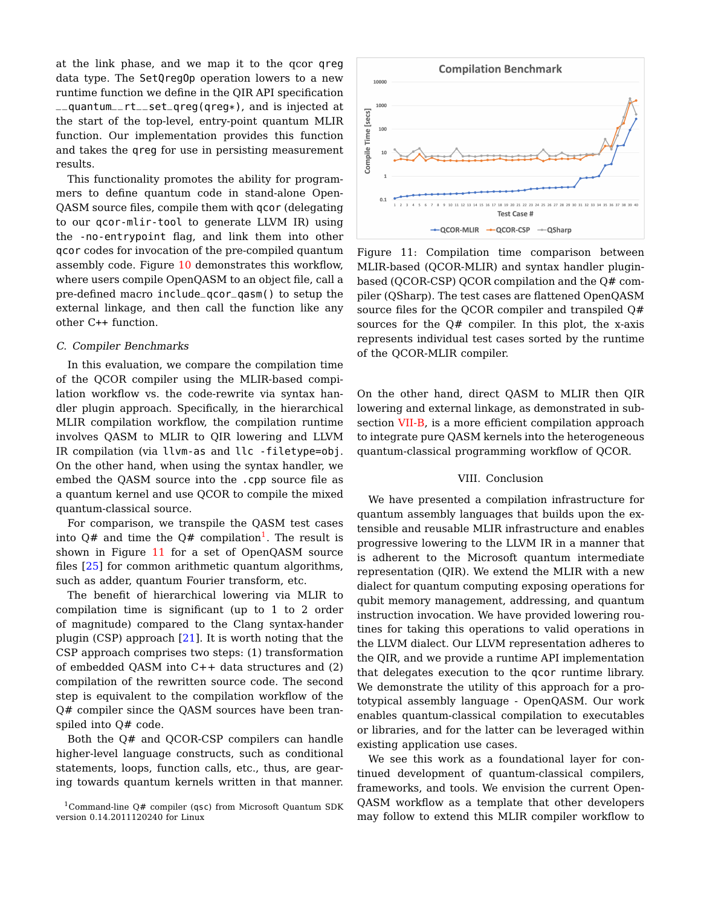at the link phase, and we map it to the qcor qreg data type. The SetQregOp operation lowers to a new runtime function we define in the QIR API specification `__quantum__rt__set_qreg(qreg*)`, and is injected at the start of the top-level, entry-point quantum MLIR function. Our implementation provides this function and takes the qreg for use in persisting measurement results.

This functionality promotes the ability for programmers to define quantum code in stand-alone OpenQASM source files, compile them with qcor (delegating to our qcor-mlir-tool to generate LLVM IR) using the -no-entrypoint flag, and link them into other qcor codes for invocation of the pre-compiled quantum assembly code. Figure 10 demonstrates this workflow, where users compile OpenQASM to an object file, call a pre-defined macro `include_qcor_qasm()` to setup the external linkage, and then call the function like any other C++ function.

### C. Compiler Benchmarks

In this evaluation, we compare the compilation time of the QCOR compiler using the MLIR-based compilation workflow vs. the code-rewrite via syntax handler plugin approach. Specifically, in the hierarchical MLIR compilation workflow, the compilation runtime involves QASM to MLIR to QIR lowering and LLVM IR compilation (via `llvm-as` and `llc -filetype=obj`. On the other hand, when using the syntax handler, we embed the QASM source into the `.cpp` source file as a quantum kernel and use QCOR to compile the mixed quantum-classical source.

For comparison, we transpile the QASM test cases into Q# and time the Q# compilation[1]. The result is shown in Figure 11 for a set of OpenQASM source files [25] for common arithmetic quantum algorithms, such as adder, quantum Fourier transform, etc.

The benefit of hierarchical lowering via MLIR to compilation time is significant (up to 1 to 2 order of magnitude) compared to the Clang syntax-hander plugin (CSP) approach [21]. It is worth noting that the CSP approach comprises two steps: (1) transformation of embedded QASM into C++ data structures and (2) compilation of the rewritten source code. The second step is equivalent to the compilation workflow of the Q# compiler since the QASM sources have been transpiled into Q# code.

Both the Q# and QCOR-CSP compilers can handle higher-level language constructs, such as conditional statements, loops, function calls, etc., thus, are gearing towards quantum kernels written in that manner.

[1] Command-line Q# compiler (qsc) from Microsoft Quantum SDK version 0.14.2011120240 for Linux

Figure 11: Compilation time comparison between MLIR-based (QCOR-MLIR) and syntax handler plugin-based (QCOR-CSP) QCOR compilation and the Q# compiler (QSharp). The test cases are flattened OpenQASM source files for the QCOR compiler and transpiled Q# sources for the Q# compiler. In this plot, the x-axis represents individual test cases sorted by the runtime of the QCOR-MLIR compiler.

On the other hand, direct QASM to MLIR then QIR lowering and external linkage, as demonstrated in subsection VII-B, is a more efficient compilation approach to integrate pure QASM kernels into the heterogeneous quantum-classical programming workflow of QCOR.

## VIII. Conclusion

We have presented a compilation infrastructure for quantum assembly languages that builds upon the extensible and reusable MLIR infrastructure and enables progressive lowering to the LLVM IR in a manner that is adherent to the Microsoft quantum intermediate representation (QIR). We extend the MLIR with a new dialect for quantum computing exposing operations for qubit memory management, addressing, and quantum instruction invocation. We have provided lowering routines for taking this operations to valid operations in the LLVM dialect. Our LLVM representation adheres to the QIR, and we provide a runtime API implementation that delegates execution to the qcor runtime library. We demonstrate the utility of this approach for a prototypical assembly language - OpenQASM. Our work enables quantum-classical compilation to executables or libraries, and for the latter can be leveraged within existing application use cases.

We see this work as a foundational layer for continued development of quantum-classical compilers, frameworks, and tools. We envision the current OpenQASM workflow as a template that other developers may follow to extend this MLIR compiler workflow to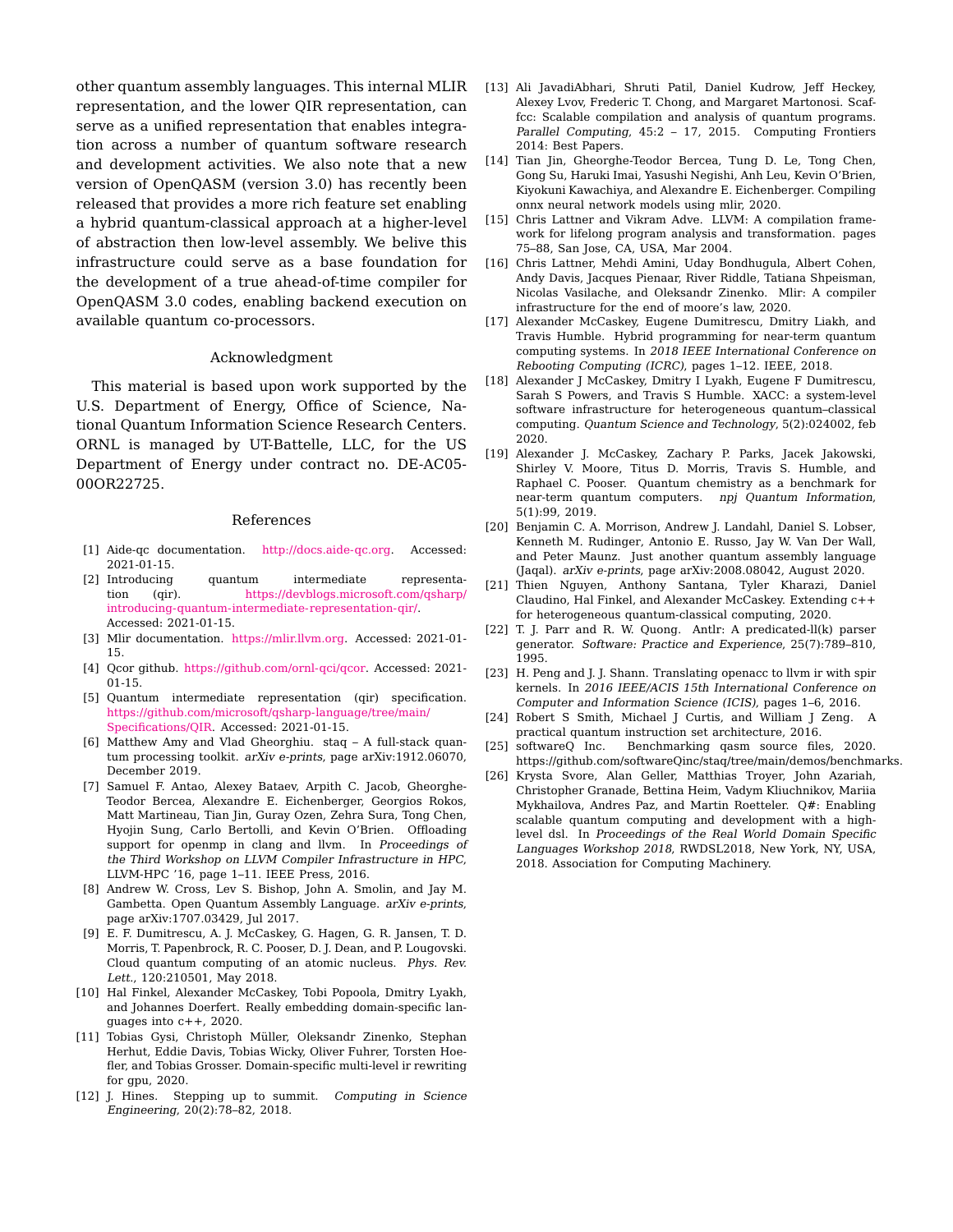other quantum assembly languages. This internal MLIR representation, and the lower QIR representation, can serve as a unified representation that enables integration across a number of quantum software research and development activities. We also note that a new version of OpenQASM (version 3.0) has recently been released that provides a more rich feature set enabling a hybrid quantum-classical approach at a higher-level of abstraction then low-level assembly. We belive this infrastructure could serve as a base foundation for the development of a true ahead-of-time compiler for OpenQASM 3.0 codes, enabling backend execution on available quantum co-processors.

## Acknowledgment

This material is based upon work supported by the U.S. Department of Energy, Office of Science, National Quantum Information Science Research Centers. ORNL is managed by UT-Battelle, LLC, for the US Department of Energy under contract no. DE-AC05-00OR22725.

## References

[1] Aide-qc documentation. http://docs.aide-qc.org. Accessed: 2021-01-15.

[2] Introducing quantum intermediate representation (qir). https://devblogs.microsoft.com/qsharp/introducing-quantum-intermediate-representation-qir/. Accessed: 2021-01-15.

[3] Mlir documentation. https://mlir.llvm.org. Accessed: 2021-01-15.

[4] Qcor github. https://github.com/ornl-qci/qcor. Accessed: 2021-01-15.

[5] Quantum intermediate representation (qir) specification. https://github.com/microsoft/qsharp-language/tree/main/Specifications/QIR. Accessed: 2021-01-15.

[6] Matthew Amy and Vlad Gheorghiu. staq – A full-stack quantum processing toolkit. *arXiv e-prints*, page arXiv:1912.06070, December 2019.

[7] Samuel F. Antao, Alexey Bataev, Arpith C. Jacob, Gheorghe-Teodor Bercea, Alexandre E. Eichenberger, Georgios Rokos, Matt Martineau, Tian Jin, Guray Ozen, Zehra Sura, Tong Chen, Hyojin Sung, Carlo Bertolli, and Kevin O'Brien. Offloading support for openmp in clang and llvm. In *Proceedings of the Third Workshop on LLVM Compiler Infrastructure in HPC*, LLVM-HPC '16, page 1–11. IEEE Press, 2016.

[8] Andrew W. Cross, Lev S. Bishop, John A. Smolin, and Jay M. Gambetta. Open Quantum Assembly Language. *arXiv e-prints*, page arXiv:1707.03429, Jul 2017.

[9] E. F. Dumitrescu, A. J. McCaskey, G. Hagen, G. R. Jansen, T. D. Morris, T. Papenbrock, R. C. Pooser, D. J. Dean, and P. Lougovski. Cloud quantum computing of an atomic nucleus. *Phys. Rev. Lett.*, 120:210501, May 2018.

[10] Hal Finkel, Alexander McCaskey, Tobi Popoola, Dmitry Lyakh, and Johannes Doerfert. Really embedding domain-specific languages into c++, 2020.

[11] Tobias Gysi, Christoph Müller, Oleksandr Zinenko, Stephan Herhut, Eddie Davis, Tobias Wicky, Oliver Fuhrer, Torsten Hoefler, and Tobias Grosser. Domain-specific multi-level ir rewriting for gpu, 2020.

[12] J. Hines. Stepping up to summit. *Computing in Science Engineering*, 20(2):78–82, 2018.

[13] Ali JavadiAbhari, Shruti Patil, Daniel Kudrow, Jeff Heckey, Alexey Lvov, Frederic T. Chong, and Margaret Martonosi. Scaffcc: Scalable compilation and analysis of quantum programs. *Parallel Computing*, 45:2 – 17, 2015. Computing Frontiers 2014: Best Papers.

[14] Tian Jin, Gheorghe-Teodor Bercea, Tung D. Le, Tong Chen, Gong Su, Haruki Imai, Yasushi Negishi, Anh Leu, Kevin O'Brien, Kiyokuni Kawachiya, and Alexandre E. Eichenberger. Compiling onnx neural network models using mlir, 2020.

[15] Chris Lattner and Vikram Adve. LLVM: A compilation framework for lifelong program analysis and transformation. pages 75–88, San Jose, CA, USA, Mar 2004.

[16] Chris Lattner, Mehdi Amini, Uday Bondhugula, Albert Cohen, Andy Davis, Jacques Pienaar, River Riddle, Tatiana Shpeisman, Nicolas Vasilache, and Oleksandr Zinenko. Mlir: A compiler infrastructure for the end of moore's law, 2020.

[17] Alexander McCaskey, Eugene Dumitrescu, Dmitry Liakh, and Travis Humble. Hybrid programming for near-term quantum computing systems. In *2018 IEEE International Conference on Rebooting Computing (ICRC)*, pages 1–12. IEEE, 2018.

[18] Alexander J McCaskey, Dmitry I Lyakh, Eugene F Dumitrescu, Sarah S Powers, and Travis S Humble. XACC: a system-level software infrastructure for heterogeneous quantum–classical computing. *Quantum Science and Technology*, 5(2):024002, feb 2020.

[19] Alexander J. McCaskey, Zachary P. Parks, Jacek Jakowski, Shirley V. Moore, Titus D. Morris, Travis S. Humble, and Raphael C. Pooser. Quantum chemistry as a benchmark for near-term quantum computers. *npj Quantum Information*, 5(1):99, 2019.

[20] Benjamin C. A. Morrison, Andrew J. Landahl, Daniel S. Lobser, Kenneth M. Rudinger, Antonio E. Russo, Jay W. Van Der Wall, and Peter Maunz. Just another quantum assembly language (Jaqal). *arXiv e-prints*, page arXiv:2008.08042, August 2020.

[21] Thien Nguyen, Anthony Santana, Tyler Kharazi, Daniel Claudino, Hal Finkel, and Alexander McCaskey. Extending c++ for heterogeneous quantum-classical computing, 2020.

[22] T. J. Parr and R. W. Quong. Antlr: A predicated-ll(k) parser generator. *Software: Practice and Experience*, 25(7):789–810, 1995.

[23] H. Peng and J. J. Shann. Translating openacc to llvm ir with spir kernels. In *2016 IEEE/ACIS 15th International Conference on Computer and Information Science (ICIS)*, pages 1–6, 2016.

[24] Robert S Smith, Michael J Curtis, and William J Zeng. A practical quantum instruction set architecture, 2016.

[25] softwareQ Inc. Benchmarking qasm source files, 2020. https://github.com/softwareQinc/staq/tree/main/demos/benchmarks.

[26] Krysta Svore, Alan Geller, Matthias Troyer, John Azariah, Christopher Granade, Bettina Heim, Vadym Kliuchnikov, Mariia Mykhailova, Andres Paz, and Martin Roetteler. Q#: Enabling scalable quantum computing and development with a high-level dsl. In *Proceedings of the Real World Domain Specific Languages Workshop 2018*, RWDSL2018, New York, NY, USA, 2018. Association for Computing Machinery.